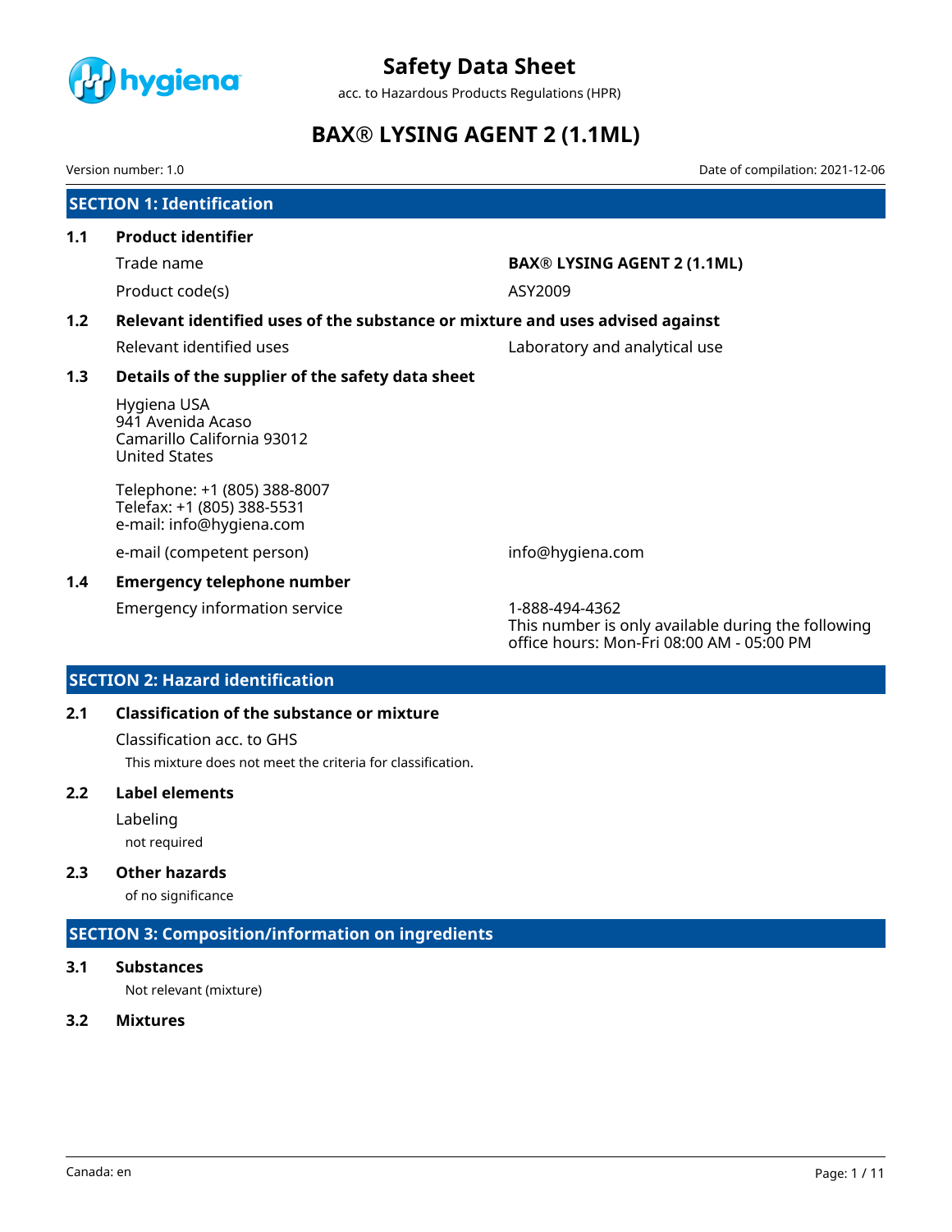# Safety Data Sheet

acc. to Hazardous Products Regulations (HPR)

# BAX® LYSING AGENT 2 (1.1ML)

Version number: 1.0

Date of compilation: 2021-12-06

## SECTION 1: Identification

### 1.1 Product identifier

| | |
|---|---|
| Trade name | **BAX® LYSING AGENT 2 (1.1ML)** |
| Product code(s) | ASY2009 |

### 1.2 Relevant identified uses of the substance or mixture and uses advised against

| | |
|---|---|
| Relevant identified uses | Laboratory and analytical use |

### 1.3 Details of the supplier of the safety data sheet

Hygiena USA
941 Avenida Acaso
Camarillo California 93012
United States

Telephone: +1 (805) 388-8007
Telefax: +1 (805) 388-5531
e-mail: info@hygiena.com

| | |
|---|---|
| e-mail (competent person) | info@hygiena.com |

### 1.4 Emergency telephone number

| | |
|---|---|
| Emergency information service | 1-888-494-4362<br>This number is only available during the following office hours: Mon-Fri 08:00 AM - 05:00 PM |

## SECTION 2: Hazard identification

### 2.1 Classification of the substance or mixture

Classification acc. to GHS

This mixture does not meet the criteria for classification.

### 2.2 Label elements

Labeling

not required

### 2.3 Other hazards

of no significance

## SECTION 3: Composition/information on ingredients

### 3.1 Substances

Not relevant (mixture)

### 3.2 Mixtures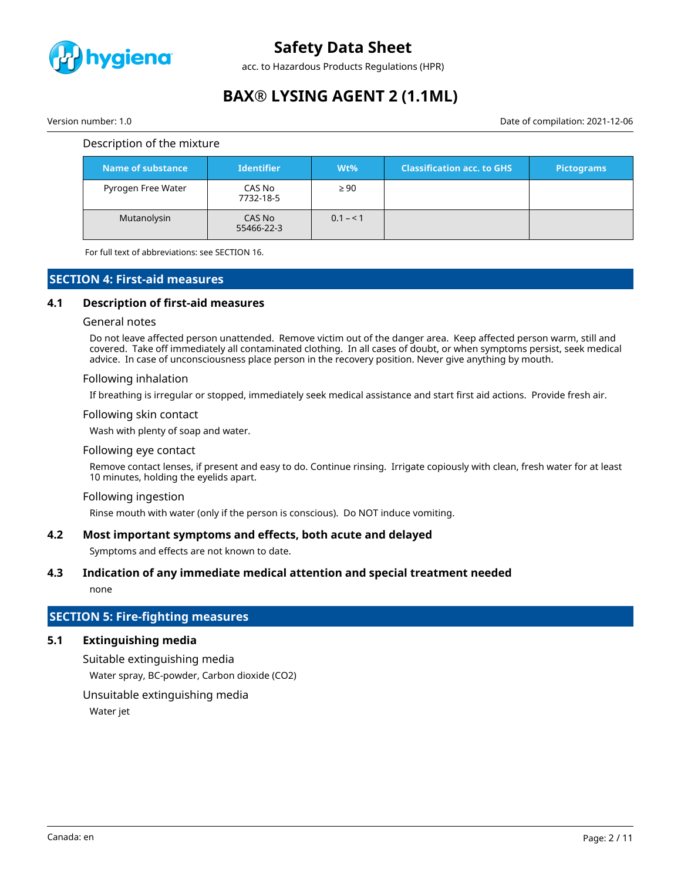Description of the mixture

| Name of substance | Identifier | Wt% | Classification acc. to GHS | Pictograms |
|---|---|---|---|---|
| Pyrogen Free Water | CAS No 7732-18-5 | ≥ 90 | | |
| Mutanolysin | CAS No 55466-22-3 | 0.1 – < 1 | | |

For full text of abbreviations: see SECTION 16.

## SECTION 4: First-aid measures

### 4.1 Description of first-aid measures

General notes

Do not leave affected person unattended. Remove victim out of the danger area. Keep affected person warm, still and covered. Take off immediately all contaminated clothing. In all cases of doubt, or when symptoms persist, seek medical advice. In case of unconsciousness place person in the recovery position. Never give anything by mouth.

Following inhalation

If breathing is irregular or stopped, immediately seek medical assistance and start first aid actions. Provide fresh air.

Following skin contact

Wash with plenty of soap and water.

Following eye contact

Remove contact lenses, if present and easy to do. Continue rinsing. Irrigate copiously with clean, fresh water for at least 10 minutes, holding the eyelids apart.

Following ingestion

Rinse mouth with water (only if the person is conscious). Do NOT induce vomiting.

### 4.2 Most important symptoms and effects, both acute and delayed

Symptoms and effects are not known to date.

### 4.3 Indication of any immediate medical attention and special treatment needed

none

## SECTION 5: Fire-fighting measures

### 5.1 Extinguishing media

Suitable extinguishing media

Water spray, BC-powder, Carbon dioxide ($CO_2$)

Unsuitable extinguishing media

Water jet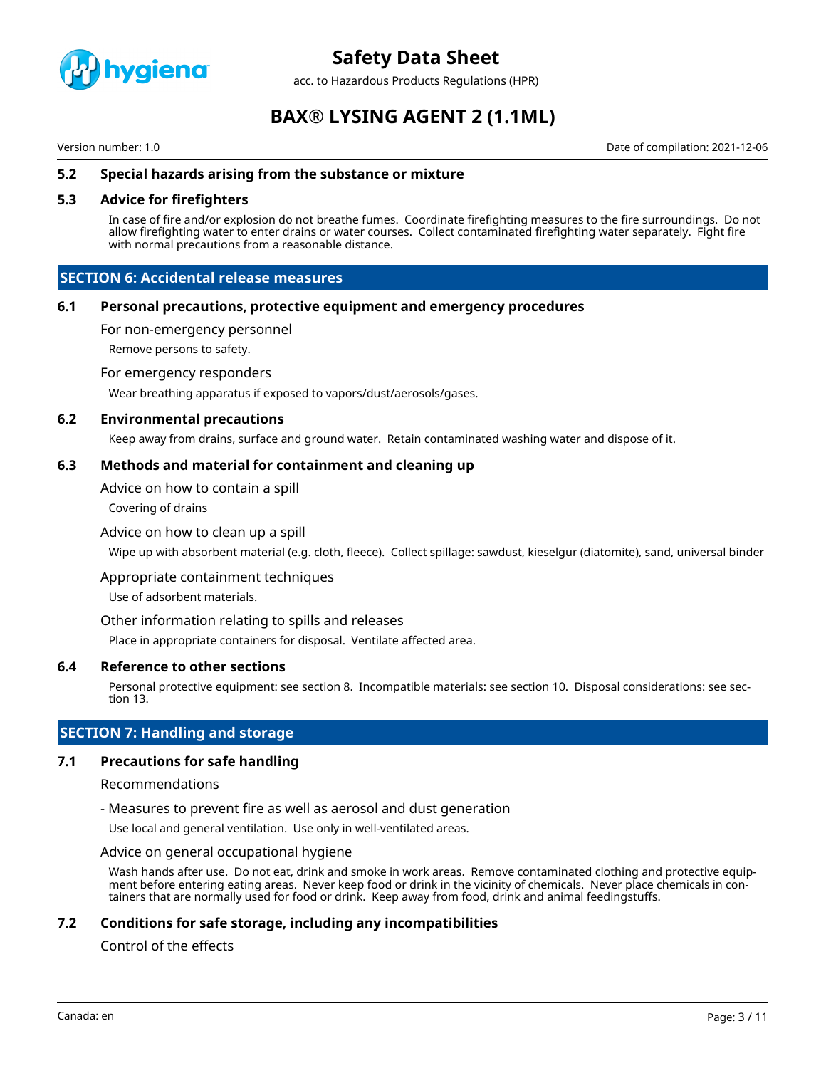### 5.2 Special hazards arising from the substance or mixture

### 5.3 Advice for firefighters

In case of fire and/or explosion do not breathe fumes. Coordinate firefighting measures to the fire surroundings. Do not allow firefighting water to enter drains or water courses. Collect contaminated firefighting water separately. Fight fire with normal precautions from a reasonable distance.

## SECTION 6: Accidental release measures

### 6.1 Personal precautions, protective equipment and emergency procedures

For non-emergency personnel

Remove persons to safety.

For emergency responders

Wear breathing apparatus if exposed to vapors/dust/aerosols/gases.

### 6.2 Environmental precautions

Keep away from drains, surface and ground water. Retain contaminated washing water and dispose of it.

### 6.3 Methods and material for containment and cleaning up

Advice on how to contain a spill

Covering of drains

Advice on how to clean up a spill

Wipe up with absorbent material (e.g. cloth, fleece). Collect spillage: sawdust, kieselgur (diatomite), sand, universal binder

Appropriate containment techniques

Use of adsorbent materials.

Other information relating to spills and releases

Place in appropriate containers for disposal. Ventilate affected area.

### 6.4 Reference to other sections

Personal protective equipment: see section 8. Incompatible materials: see section 10. Disposal considerations: see section 13.

## SECTION 7: Handling and storage

### 7.1 Precautions for safe handling

Recommendations

- Measures to prevent fire as well as aerosol and dust generation

Use local and general ventilation. Use only in well-ventilated areas.

Advice on general occupational hygiene

Wash hands after use. Do not eat, drink and smoke in work areas. Remove contaminated clothing and protective equipment before entering eating areas. Never keep food or drink in the vicinity of chemicals. Never place chemicals in containers that are normally used for food or drink. Keep away from food, drink and animal feedingstuffs.

### 7.2 Conditions for safe storage, including any incompatibilities

Control of the effects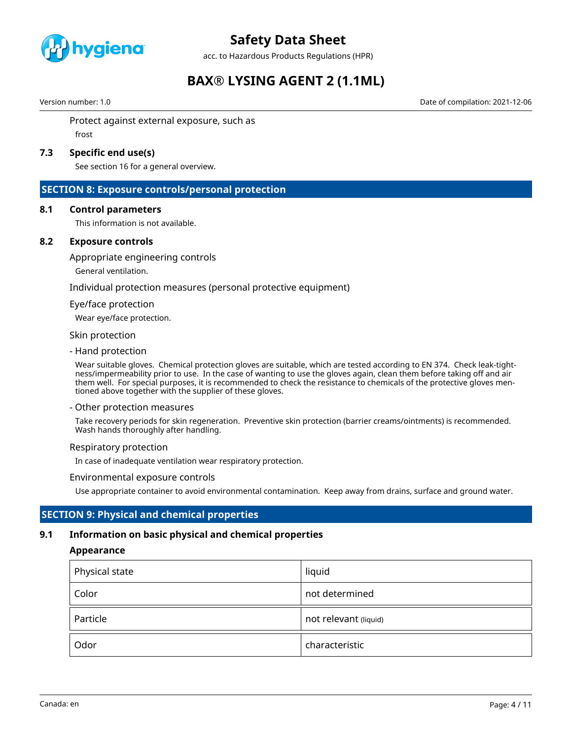Protect against external exposure, such as

frost

### 7.3 Specific end use(s)

See section 16 for a general overview.

## SECTION 8: Exposure controls/personal protection

### 8.1 Control parameters

This information is not available.

### 8.2 Exposure controls

Appropriate engineering controls

General ventilation.

Individual protection measures (personal protective equipment)

Eye/face protection

Wear eye/face protection.

Skin protection

- Hand protection

Wear suitable gloves. Chemical protection gloves are suitable, which are tested according to EN 374. Check leak-tightness/impermeability prior to use. In the case of wanting to use the gloves again, clean them before taking off and air them well. For special purposes, it is recommended to check the resistance to chemicals of the protective gloves mentioned above together with the supplier of these gloves.

- Other protection measures

Take recovery periods for skin regeneration. Preventive skin protection (barrier creams/ointments) is recommended. Wash hands thoroughly after handling.

Respiratory protection

In case of inadequate ventilation wear respiratory protection.

Environmental exposure controls

Use appropriate container to avoid environmental contamination. Keep away from drains, surface and ground water.

## SECTION 9: Physical and chemical properties

### 9.1 Information on basic physical and chemical properties

**Appearance**

| Physical state | liquid |
|---|---|
| Color | not determined |
| Particle | not relevant (liquid) |
| Odor | characteristic |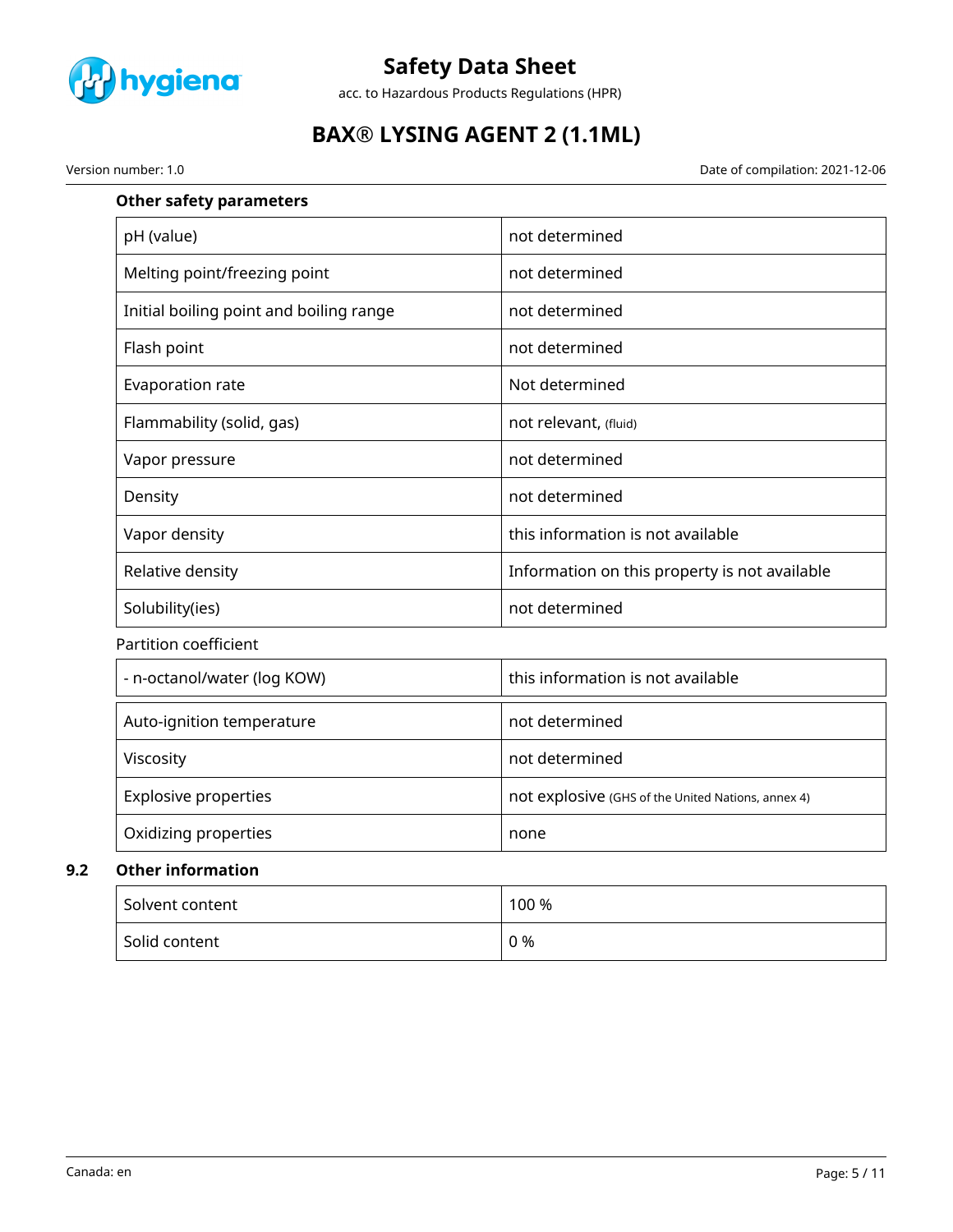**Other safety parameters**

| | |
|---|---|
| pH (value) | not determined |
| Melting point/freezing point | not determined |
| Initial boiling point and boiling range | not determined |
| Flash point | not determined |
| Evaporation rate | Not determined |
| Flammability (solid, gas) | not relevant, (fluid) |
| Vapor pressure | not determined |
| Density | not determined |
| Vapor density | this information is not available |
| Relative density | Information on this property is not available |
| Solubility(ies) | not determined |

Partition coefficient

| | |
|---|---|
| - n-octanol/water (log KOW) | this information is not available |

| | |
|---|---|
| Auto-ignition temperature | not determined |
| Viscosity | not determined |
| Explosive properties | not explosive (GHS of the United Nations, annex 4) |
| Oxidizing properties | none |

### 9.2 Other information

| | |
|---|---|
| Solvent content | 100 % |
| Solid content | 0 % |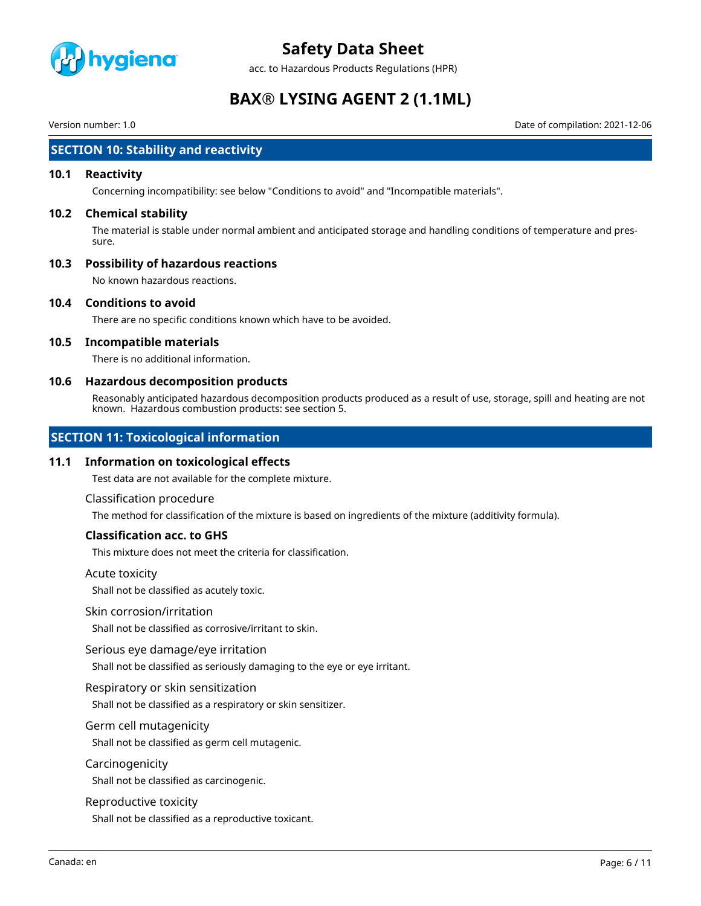## SECTION 10: Stability and reactivity

### 10.1 Reactivity

Concerning incompatibility: see below "Conditions to avoid" and "Incompatible materials".

### 10.2 Chemical stability

The material is stable under normal ambient and anticipated storage and handling conditions of temperature and pressure.

### 10.3 Possibility of hazardous reactions

No known hazardous reactions.

### 10.4 Conditions to avoid

There are no specific conditions known which have to be avoided.

### 10.5 Incompatible materials

There is no additional information.

### 10.6 Hazardous decomposition products

Reasonably anticipated hazardous decomposition products produced as a result of use, storage, spill and heating are not known. Hazardous combustion products: see section 5.

## SECTION 11: Toxicological information

### 11.1 Information on toxicological effects

Test data are not available for the complete mixture.

Classification procedure

The method for classification of the mixture is based on ingredients of the mixture (additivity formula).

**Classification acc. to GHS**

This mixture does not meet the criteria for classification.

Acute toxicity

Shall not be classified as acutely toxic.

Skin corrosion/irritation

Shall not be classified as corrosive/irritant to skin.

Serious eye damage/eye irritation

Shall not be classified as seriously damaging to the eye or eye irritant.

Respiratory or skin sensitization

Shall not be classified as a respiratory or skin sensitizer.

Germ cell mutagenicity

Shall not be classified as germ cell mutagenic.

Carcinogenicity

Shall not be classified as carcinogenic.

Reproductive toxicity

Shall not be classified as a reproductive toxicant.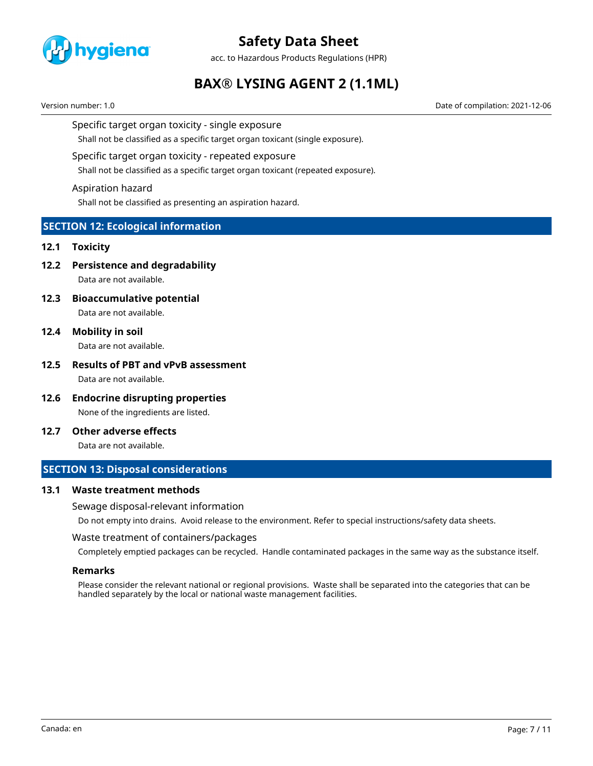Specific target organ toxicity - single exposure

Shall not be classified as a specific target organ toxicant (single exposure).

Specific target organ toxicity - repeated exposure

Shall not be classified as a specific target organ toxicant (repeated exposure).

Aspiration hazard

Shall not be classified as presenting an aspiration hazard.

## SECTION 12: Ecological information

### 12.1 Toxicity

### 12.2 Persistence and degradability

Data are not available.

### 12.3 Bioaccumulative potential

Data are not available.

### 12.4 Mobility in soil

Data are not available.

### 12.5 Results of PBT and vPvB assessment

Data are not available.

### 12.6 Endocrine disrupting properties

None of the ingredients are listed.

### 12.7 Other adverse effects

Data are not available.

## SECTION 13: Disposal considerations

### 13.1 Waste treatment methods

Sewage disposal-relevant information

Do not empty into drains. Avoid release to the environment. Refer to special instructions/safety data sheets.

Waste treatment of containers/packages

Completely emptied packages can be recycled. Handle contaminated packages in the same way as the substance itself.

**Remarks**

Please consider the relevant national or regional provisions. Waste shall be separated into the categories that can be handled separately by the local or national waste management facilities.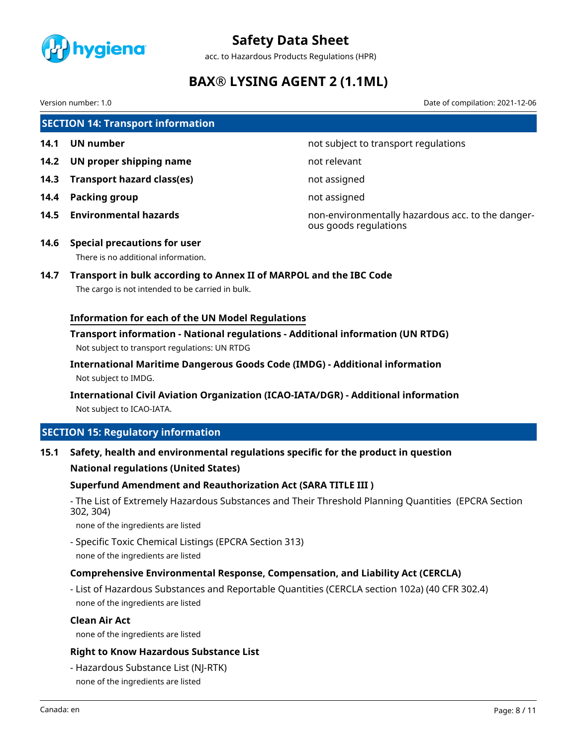## SECTION 14: Transport information

| | | |
|---|---|---|
| **14.1** | **UN number** | not subject to transport regulations |
| **14.2** | **UN proper shipping name** | not relevant |
| **14.3** | **Transport hazard class(es)** | not assigned |
| **14.4** | **Packing group** | not assigned |
| **14.5** | **Environmental hazards** | non-environmentally hazardous acc. to the dangerous goods regulations |

### 14.6 Special precautions for user

There is no additional information.

### 14.7 Transport in bulk according to Annex II of MARPOL and the IBC Code

The cargo is not intended to be carried in bulk.

#### Information for each of the UN Model Regulations

**Transport information - National regulations - Additional information (UN RTDG)**

Not subject to transport regulations: UN RTDG

**International Maritime Dangerous Goods Code (IMDG) - Additional information**

Not subject to IMDG.

**International Civil Aviation Organization (ICAO-IATA/DGR) - Additional information**

Not subject to ICAO-IATA.

## SECTION 15: Regulatory information

### 15.1 Safety, health and environmental regulations specific for the product in question

**National regulations (United States)**

**Superfund Amendment and Reauthorization Act (SARA TITLE III )**

- The List of Extremely Hazardous Substances and Their Threshold Planning Quantities (EPCRA Section 302, 304)

  none of the ingredients are listed

- Specific Toxic Chemical Listings (EPCRA Section 313)

  none of the ingredients are listed

**Comprehensive Environmental Response, Compensation, and Liability Act (CERCLA)**

- List of Hazardous Substances and Reportable Quantities (CERCLA section 102a) (40 CFR 302.4)

  none of the ingredients are listed

**Clean Air Act**

none of the ingredients are listed

**Right to Know Hazardous Substance List**

- Hazardous Substance List (NJ-RTK)

  none of the ingredients are listed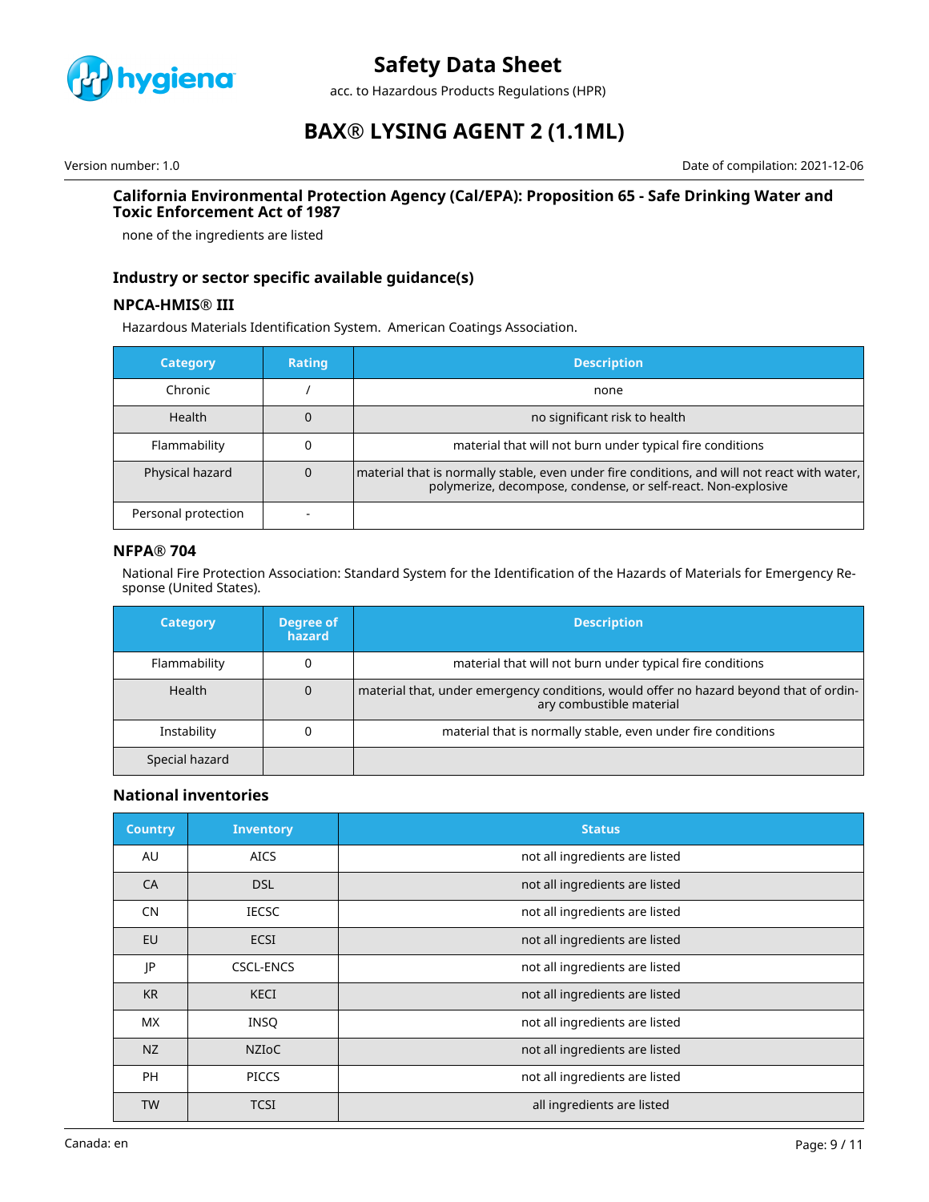### California Environmental Protection Agency (Cal/EPA): Proposition 65 - Safe Drinking Water and Toxic Enforcement Act of 1987

none of the ingredients are listed

### Industry or sector specific available guidance(s)

#### NPCA-HMIS® III

Hazardous Materials Identification System. American Coatings Association.

| Category | Rating | Description |
|---|---|---|
| Chronic | / | none |
| Health | 0 | no significant risk to health |
| Flammability | 0 | material that will not burn under typical fire conditions |
| Physical hazard | 0 | material that is normally stable, even under fire conditions, and will not react with water, polymerize, decompose, condense, or self-react. Non-explosive |
| Personal protection | - | |

#### NFPA® 704

National Fire Protection Association: Standard System for the Identification of the Hazards of Materials for Emergency Response (United States).

| Category | Degree of hazard | Description |
|---|---|---|
| Flammability | 0 | material that will not burn under typical fire conditions |
| Health | 0 | material that, under emergency conditions, would offer no hazard beyond that of ordinary combustible material |
| Instability | 0 | material that is normally stable, even under fire conditions |
| Special hazard | | |

### National inventories

| Country | Inventory | Status |
|---|---|---|
| AU | AICS | not all ingredients are listed |
| CA | DSL | not all ingredients are listed |
| CN | IECSC | not all ingredients are listed |
| EU | ECSI | not all ingredients are listed |
| JP | CSCL-ENCS | not all ingredients are listed |
| KR | KECI | not all ingredients are listed |
| MX | INSQ | not all ingredients are listed |
| NZ | NZIoC | not all ingredients are listed |
| PH | PICCS | not all ingredients are listed |
| TW | TCSI | all ingredients are listed |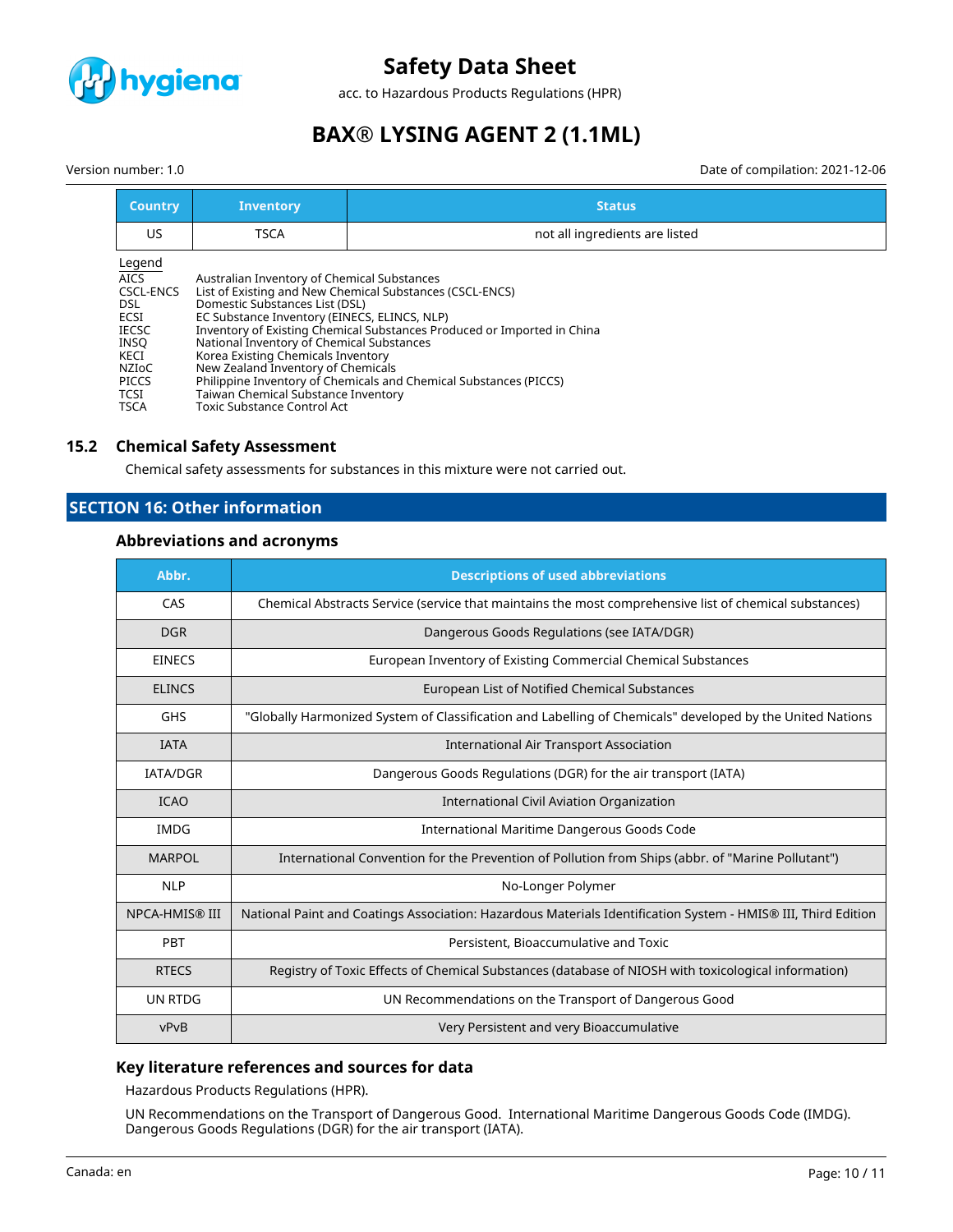| Country | Inventory | Status |
|---|---|---|
| US | TSCA | not all ingredients are listed |

Legend

| | |
|---|---|
| AICS | Australian Inventory of Chemical Substances |
| CSCL-ENCS | List of Existing and New Chemical Substances (CSCL-ENCS) |
| DSL | Domestic Substances List (DSL) |
| ECSI | EC Substance Inventory (EINECS, ELINCS, NLP) |
| IECSC | Inventory of Existing Chemical Substances Produced or Imported in China |
| INSQ | National Inventory of Chemical Substances |
| KECI | Korea Existing Chemicals Inventory |
| NZIoC | New Zealand Inventory of Chemicals |
| PICCS | Philippine Inventory of Chemicals and Chemical Substances (PICCS) |
| TCSI | Taiwan Chemical Substance Inventory |
| TSCA | Toxic Substance Control Act |

### 15.2 Chemical Safety Assessment

Chemical safety assessments for substances in this mixture were not carried out.

## SECTION 16: Other information

### Abbreviations and acronyms

| Abbr. | Descriptions of used abbreviations |
|---|---|
| CAS | Chemical Abstracts Service (service that maintains the most comprehensive list of chemical substances) |
| DGR | Dangerous Goods Regulations (see IATA/DGR) |
| EINECS | European Inventory of Existing Commercial Chemical Substances |
| ELINCS | European List of Notified Chemical Substances |
| GHS | "Globally Harmonized System of Classification and Labelling of Chemicals" developed by the United Nations |
| IATA | International Air Transport Association |
| IATA/DGR | Dangerous Goods Regulations (DGR) for the air transport (IATA) |
| ICAO | International Civil Aviation Organization |
| IMDG | International Maritime Dangerous Goods Code |
| MARPOL | International Convention for the Prevention of Pollution from Ships (abbr. of "Marine Pollutant") |
| NLP | No-Longer Polymer |
| NPCA-HMIS® III | National Paint and Coatings Association: Hazardous Materials Identification System - HMIS® III, Third Edition |
| PBT | Persistent, Bioaccumulative and Toxic |
| RTECS | Registry of Toxic Effects of Chemical Substances (database of NIOSH with toxicological information) |
| UN RTDG | UN Recommendations on the Transport of Dangerous Good |
| vPvB | Very Persistent and very Bioaccumulative |

### Key literature references and sources for data

Hazardous Products Regulations (HPR).

UN Recommendations on the Transport of Dangerous Good. International Maritime Dangerous Goods Code (IMDG). Dangerous Goods Regulations (DGR) for the air transport (IATA).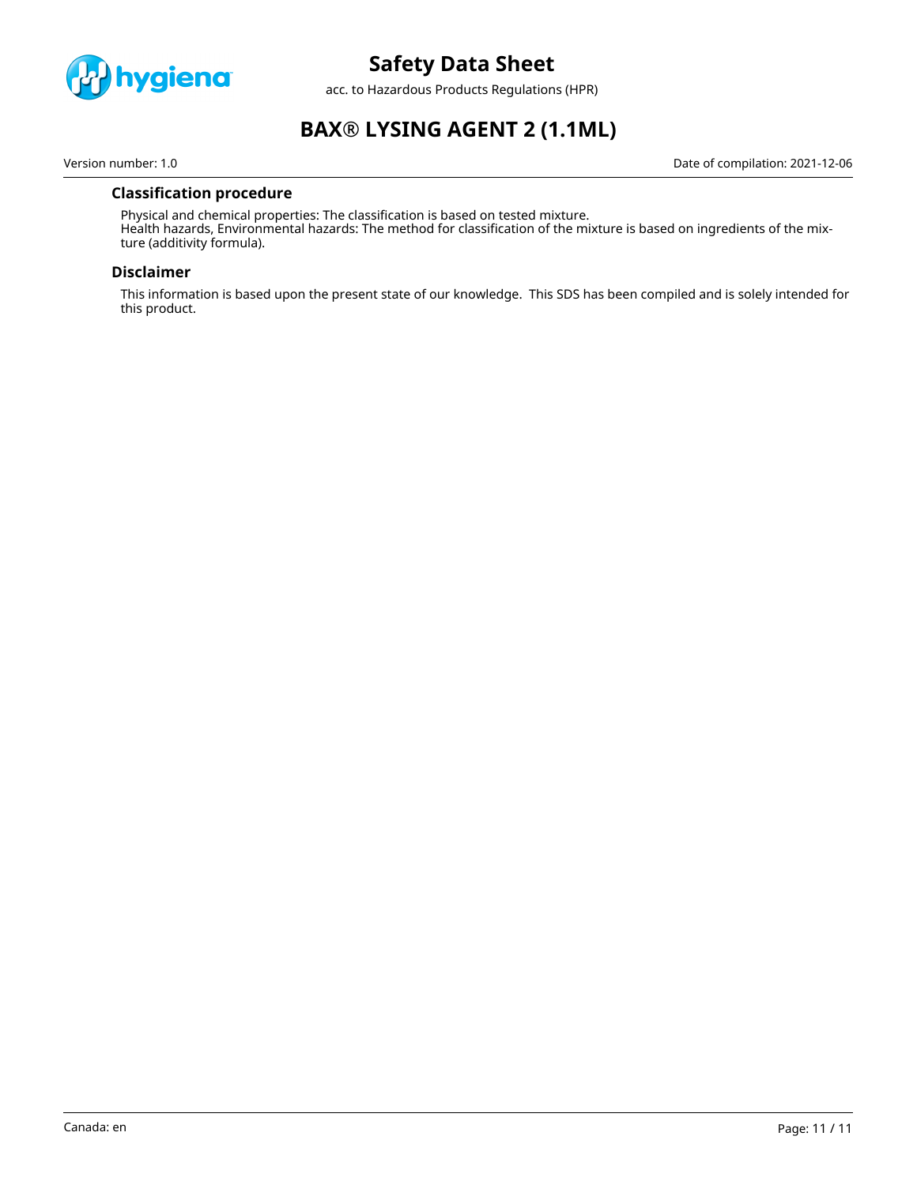### Classification procedure

Physical and chemical properties: The classification is based on tested mixture.
Health hazards, Environmental hazards: The method for classification of the mixture is based on ingredients of the mixture (additivity formula).

### Disclaimer

This information is based upon the present state of our knowledge. This SDS has been compiled and is solely intended for this product.